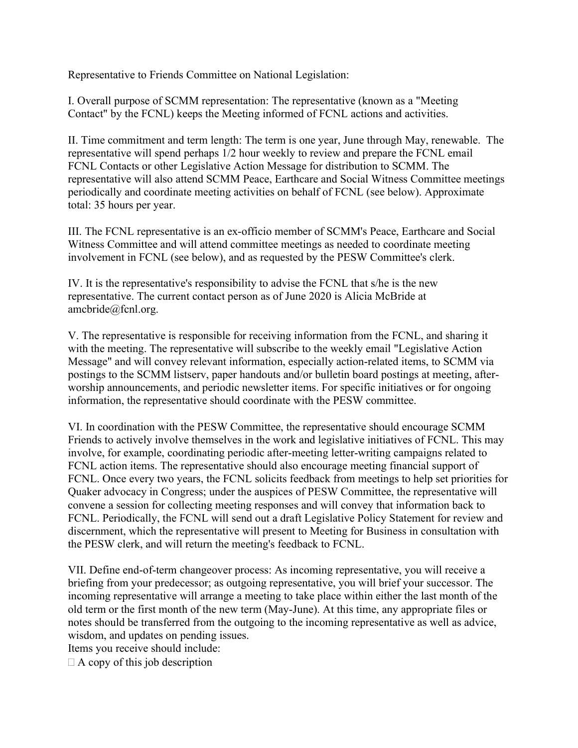Representative to Friends Committee on National Legislation:

I. Overall purpose of SCMM representation: The representative (known as a "Meeting Contact" by the FCNL) keeps the Meeting informed of FCNL actions and activities.

II. Time commitment and term length: The term is one year, June through May, renewable. The representative will spend perhaps 1/2 hour weekly to review and prepare the FCNL email FCNL Contacts or other Legislative Action Message for distribution to SCMM. The representative will also attend SCMM Peace, Earthcare and Social Witness Committee meetings periodically and coordinate meeting activities on behalf of FCNL (see below). Approximate total: 35 hours per year.

III. The FCNL representative is an ex-officio member of SCMM's Peace, Earthcare and Social Witness Committee and will attend committee meetings as needed to coordinate meeting involvement in FCNL (see below), and as requested by the PESW Committee's clerk.

IV. It is the representative's responsibility to advise the FCNL that s/he is the new representative. The current contact person as of June 2020 is Alicia McBride at amcbride@fcnl.org.

V. The representative is responsible for receiving information from the FCNL, and sharing it with the meeting. The representative will subscribe to the weekly email "Legislative Action Message" and will convey relevant information, especially action-related items, to SCMM via postings to the SCMM listserv, paper handouts and/or bulletin board postings at meeting, after-worship announcements, and periodic newsletter items. For specific initiatives or for ongoing information, the representative should coordinate with the PESW committee.

VI. In coordination with the PESW Committee, the representative should encourage SCMM Friends to actively involve themselves in the work and legislative initiatives of FCNL. This may involve, for example, coordinating periodic after-meeting letter-writing campaigns related to FCNL action items. The representative should also encourage meeting financial support of FCNL. Once every two years, the FCNL solicits feedback from meetings to help set priorities for Quaker advocacy in Congress; under the auspices of PESW Committee, the representative will convene a session for collecting meeting responses and will convey that information back to FCNL. Periodically, the FCNL will send out a draft Legislative Policy Statement for review and discernment, which the representative will present to Meeting for Business in consultation with the PESW clerk, and will return the meeting's feedback to FCNL.

VII. Define end-of-term changeover process: As incoming representative, you will receive a briefing from your predecessor; as outgoing representative, you will brief your successor. The incoming representative will arrange a meeting to take place within either the last month of the old term or the first month of the new term (May-June). At this time, any appropriate files or notes should be transferred from the outgoing to the incoming representative as well as advice, wisdom, and updates on pending issues.

Items you receive should include:

- A copy of this job description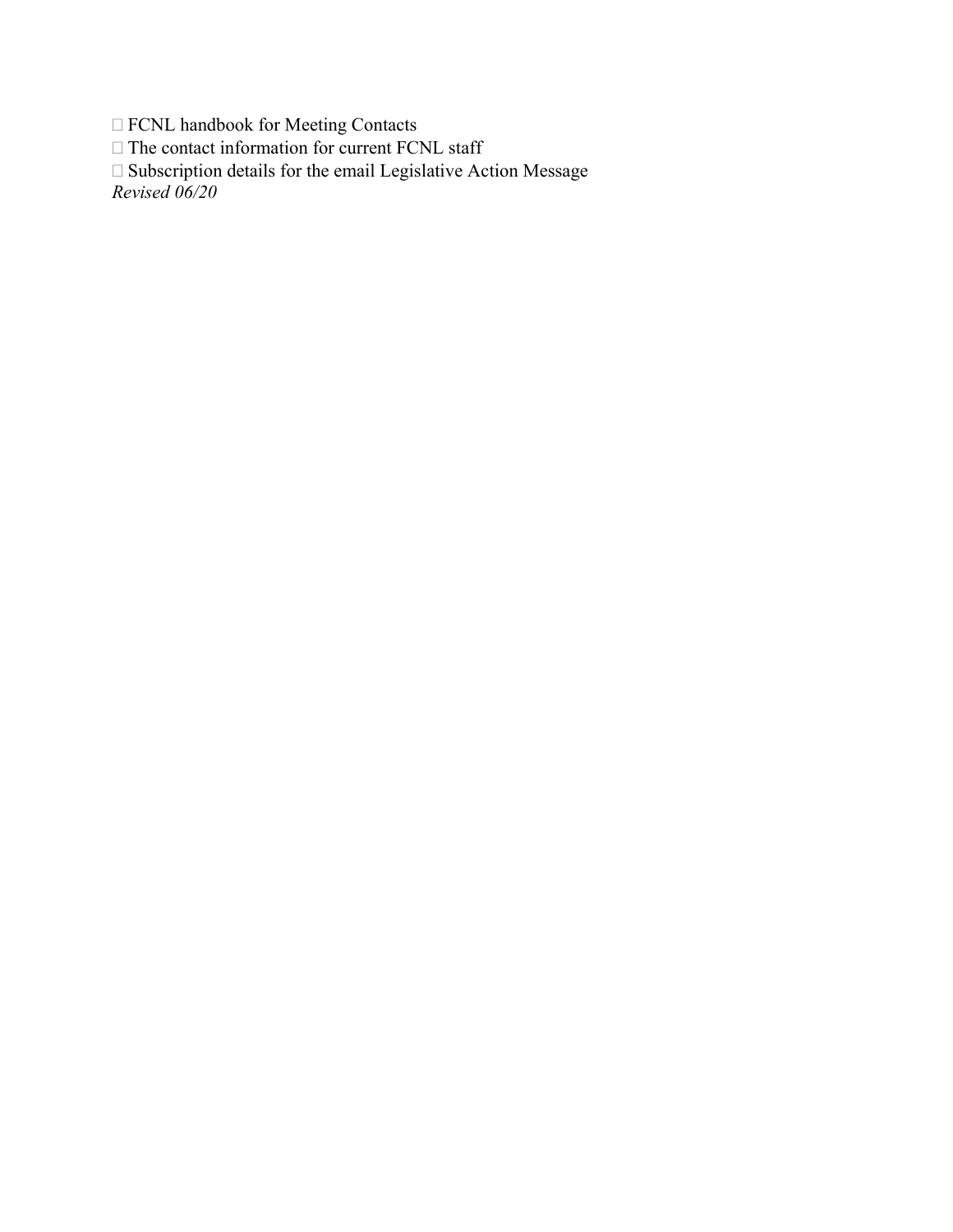- FCNL handbook for Meeting Contacts
- The contact information for current FCNL staff
- Subscription details for the email Legislative Action Message

*Revised 06/20*